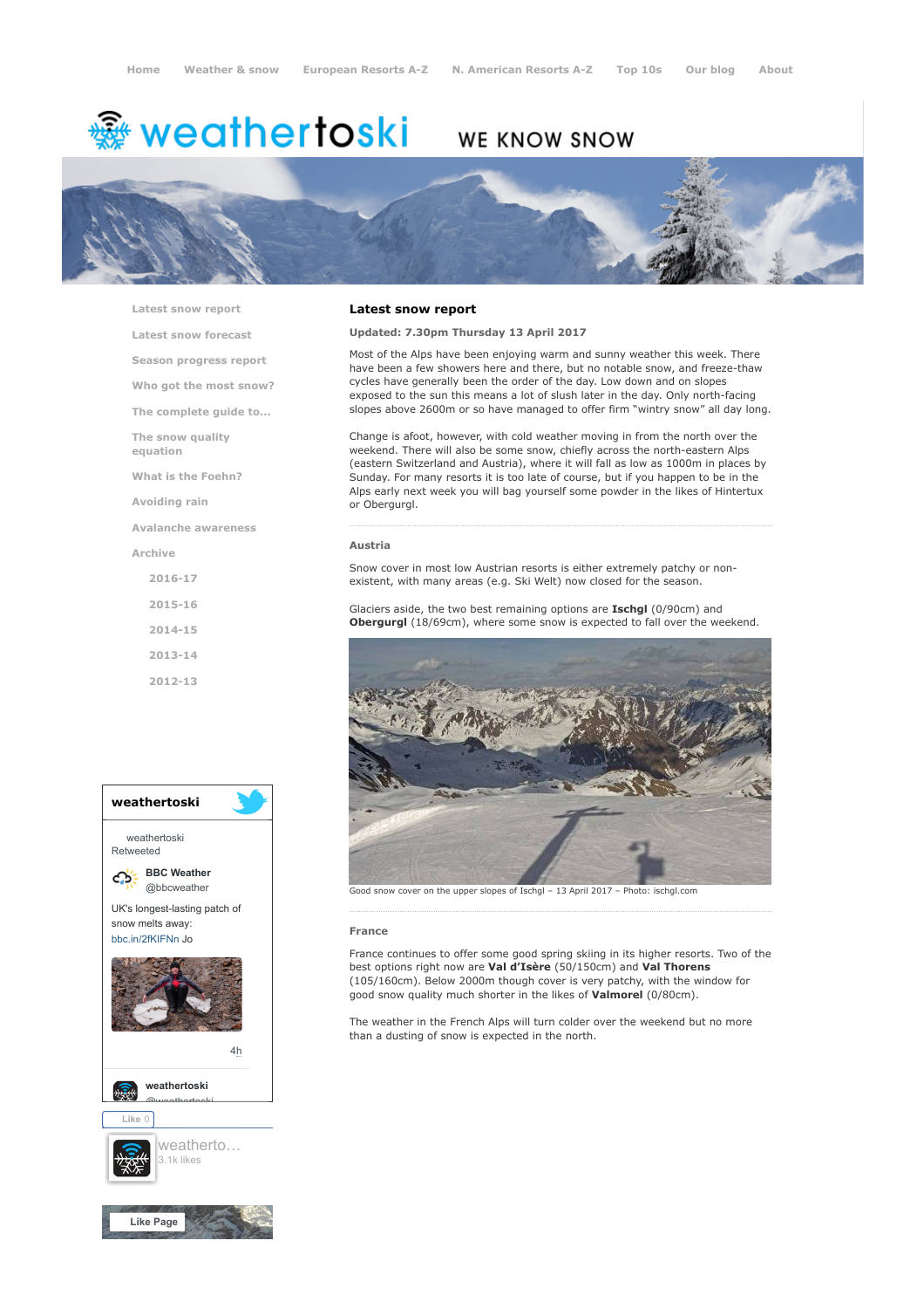Home Weather & snow European Resorts A-Z N. American Resorts A-Z Top 10s Our blog About

# weathertoski WE KNOW SNOW

- Latest snow report
- Latest snow forecast
- Season progress report
- Who got the most snow?
- The complete guide to...
- The snow quality equation
- What is the Foehn?
- Avoiding rain
- Avalanche awareness
- Archive
  - 2016-17
  - 2015-16
  - 2014-15
  - 2013-14
  - 2012-13

## Latest snow report

**Updated: 7.30pm Thursday 13 April 2017**

Most of the Alps have been enjoying warm and sunny weather this week. There have been a few showers here and there, but no notable snow, and freeze-thaw cycles have generally been the order of the day. Low down and on slopes exposed to the sun this means a lot of slush later in the day. Only north-facing slopes above 2600m or so have managed to offer firm "wintry snow" all day long.

Change is afoot, however, with cold weather moving in from the north over the weekend. There will also be some snow, chiefly across the north-eastern Alps (eastern Switzerland and Austria), where it will fall as low as 1000m in places by Sunday. For many resorts it is too late of course, but if you happen to be in the Alps early next week you will bag yourself some powder in the likes of Hintertux or Obergurgl.

### Austria

Snow cover in most low Austrian resorts is either extremely patchy or non-existent, with many areas (e.g. Ski Welt) now closed for the season.

Glaciers aside, the two best remaining options are **Ischgl** (0/90cm) and **Obergurgl** (18/69cm), where some snow is expected to fall over the weekend.

Good snow cover on the upper slopes of Ischgl – 13 April 2017 – Photo: ischgl.com

### France

France continues to offer some good spring skiing in its higher resorts. Two of the best options right now are **Val d'Isère** (50/150cm) and **Val Thorens** (105/160cm). Below 2000m though cover is very patchy, with the window for good snow quality much shorter in the likes of **Valmorel** (0/80cm).

The weather in the French Alps will turn colder over the weekend but no more than a dusting of snow is expected in the north.

**weathertoski**

weathertoski Retweeted

**BBC Weather** @bbcweather

UK's longest-lasting patch of snow melts away: bbc.in/2fKIFNn Jo

4h

**weathertoski** @weathertoski

Like 0

weatherto... 3.1k likes

Like Page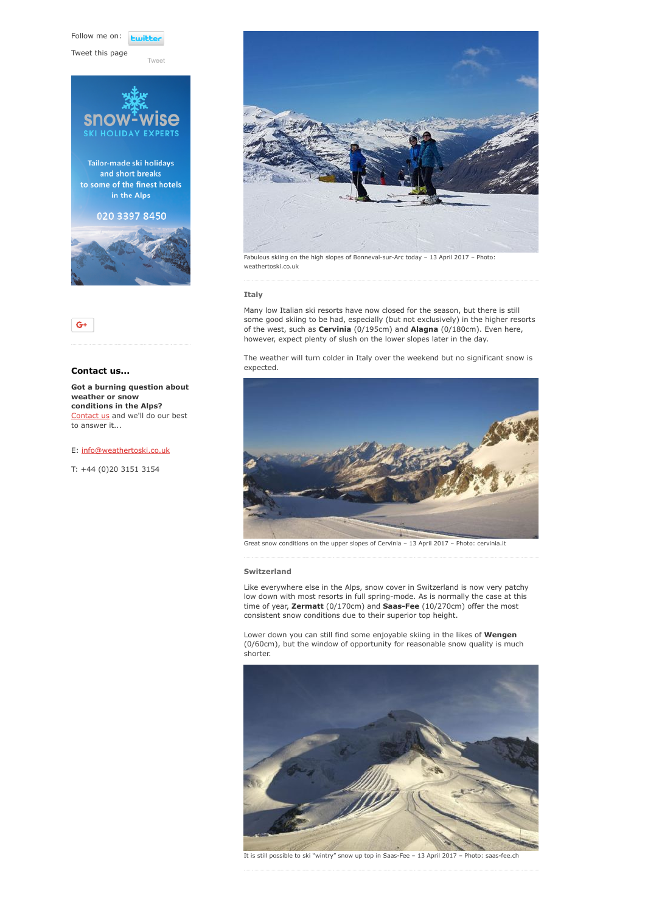Follow me on: twitter

Tweet this page

Tweet

snow-wise SKI HOLIDAY EXPERTS

Tailor-made ski holidays and short breaks to some of the finest hotels in the Alps

020 3397 8450

G+

### Contact us...

**Got a burning question about weather or snow conditions in the Alps?** Contact us and we'll do our best to answer it...

E: info@weathertoski.co.uk

T: +44 (0)20 3151 3154

Fabulous skiing on the high slopes of Bonneval-sur-Arc today – 13 April 2017 – Photo: weathertoski.co.uk

### Italy

Many low Italian ski resorts have now closed for the season, but there is still some good skiing to be had, especially (but not exclusively) in the higher resorts of the west, such as **Cervinia** (0/195cm) and **Alagna** (0/180cm). Even here, however, expect plenty of slush on the lower slopes later in the day.

The weather will turn colder in Italy over the weekend but no significant snow is expected.

Great snow conditions on the upper slopes of Cervinia – 13 April 2017 – Photo: cervinia.it

### Switzerland

Like everywhere else in the Alps, snow cover in Switzerland is now very patchy low down with most resorts in full spring-mode. As is normally the case at this time of year, **Zermatt** (0/170cm) and **Saas-Fee** (10/270cm) offer the most consistent snow conditions due to their superior top height.

Lower down you can still find some enjoyable skiing in the likes of **Wengen** (0/60cm), but the window of opportunity for reasonable snow quality is much shorter.

It is still possible to ski "wintry" snow up top in Saas-Fee – 13 April 2017 – Photo: saas-fee.ch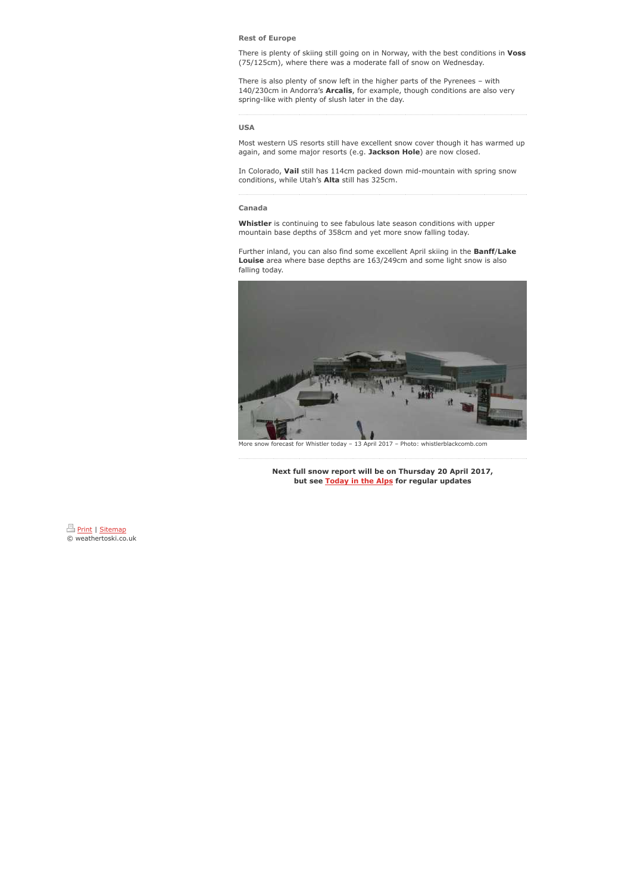### Rest of Europe

There is plenty of skiing still going on in Norway, with the best conditions in **Voss** (75/125cm), where there was a moderate fall of snow on Wednesday.

There is also plenty of snow left in the higher parts of the Pyrenees – with 140/230cm in Andorra's **Arcalis**, for example, though conditions are also very spring-like with plenty of slush later in the day.

### USA

Most western US resorts still have excellent snow cover though it has warmed up again, and some major resorts (e.g. **Jackson Hole**) are now closed.

In Colorado, **Vail** still has 114cm packed down mid-mountain with spring snow conditions, while Utah's **Alta** still has 325cm.

### Canada

**Whistler** is continuing to see fabulous late season conditions with upper mountain base depths of 358cm and yet more snow falling today.

Further inland, you can also find some excellent April skiing in the **Banff**/**Lake Louise** area where base depths are 163/249cm and some light snow is also falling today.

More snow forecast for Whistler today – 13 April 2017 – Photo: whistlerblackcomb.com

**Next full snow report will be on Thursday 20 April 2017, but see Today in the Alps for regular updates**

Print | Sitemap
© weathertoski.co.uk